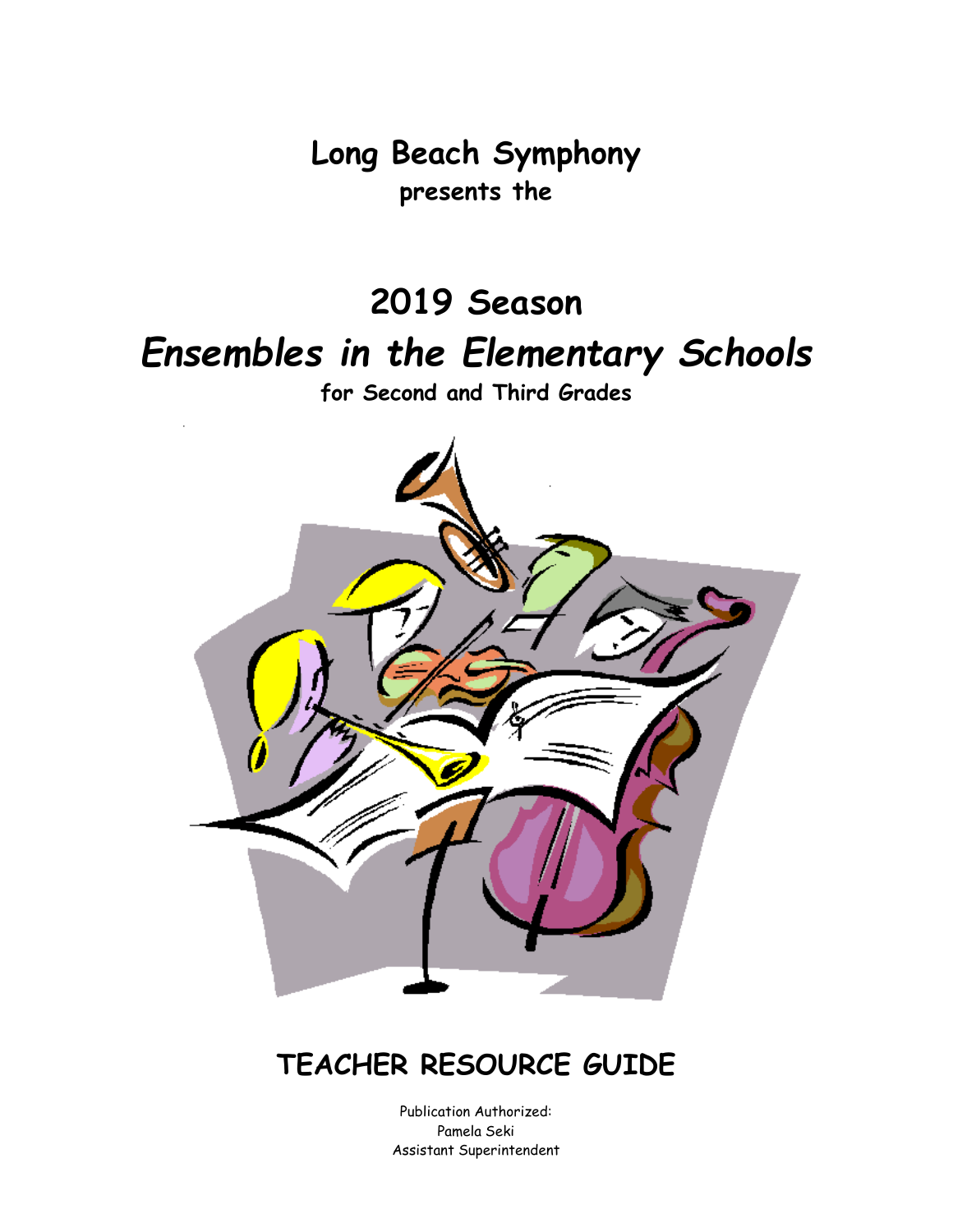**Long Beach Symphony**
**presents the**

# 2019 Season

# *Ensembles in the Elementary Schools*

**for Second and Third Grades**

## TEACHER RESOURCE GUIDE

Publication Authorized:
Pamela Seki
Assistant Superintendent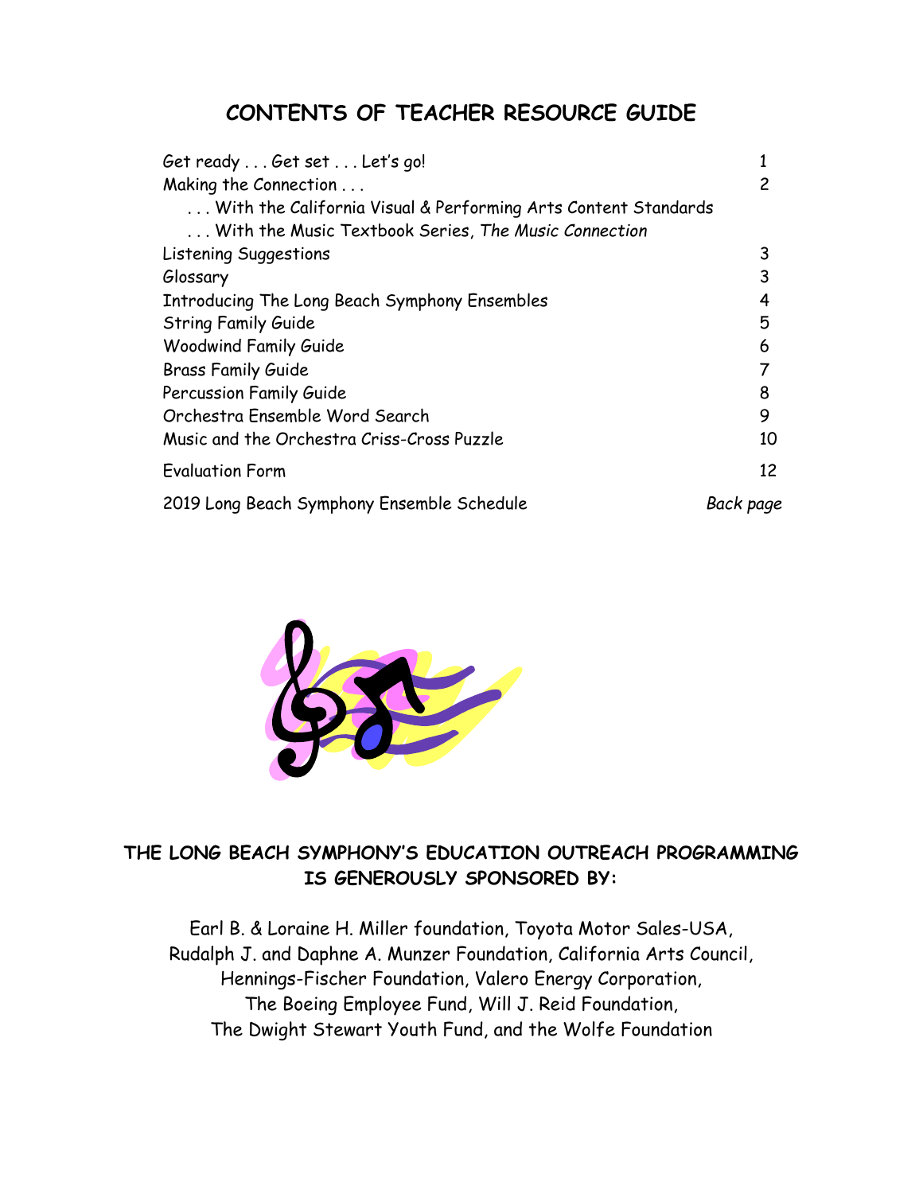# CONTENTS OF TEACHER RESOURCE GUIDE

| | |
|---|---|
| Get ready . . . Get set . . . Let's go! | 1 |
| Making the Connection . . . | 2 |
| . . . With the California Visual & Performing Arts Content Standards | |
| . . . With the Music Textbook Series, *The Music Connection* | |
| Listening Suggestions | 3 |
| Glossary | 3 |
| Introducing The Long Beach Symphony Ensembles | 4 |
| String Family Guide | 5 |
| Woodwind Family Guide | 6 |
| Brass Family Guide | 7 |
| Percussion Family Guide | 8 |
| Orchestra Ensemble Word Search | 9 |
| Music and the Orchestra Criss-Cross Puzzle | 10 |
| Evaluation Form | 12 |
| 2019 Long Beach Symphony Ensemble Schedule | *Back page* |

**THE LONG BEACH SYMPHONY'S EDUCATION OUTREACH PROGRAMMING IS GENEROUSLY SPONSORED BY:**

Earl B. & Loraine H. Miller foundation, Toyota Motor Sales-USA, Rudalph J. and Daphne A. Munzer Foundation, California Arts Council, Hennings-Fischer Foundation, Valero Energy Corporation, The Boeing Employee Fund, Will J. Reid Foundation, The Dwight Stewart Youth Fund, and the Wolfe Foundation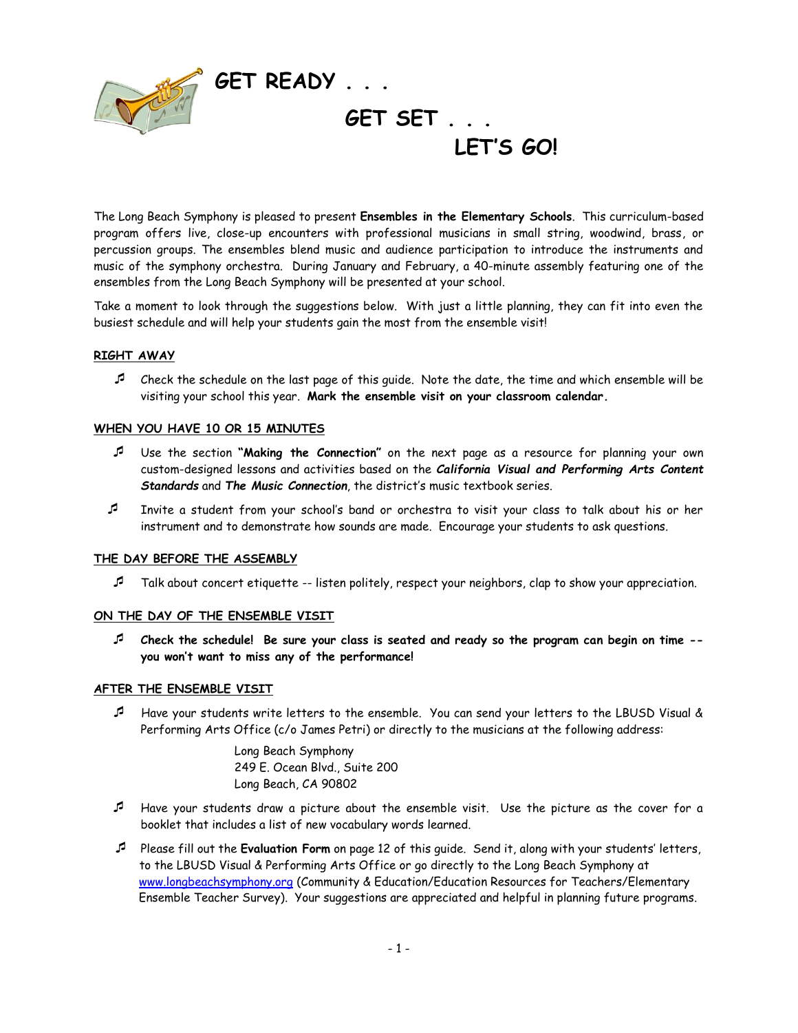# GET READY . . .

# GET SET . . .

# LET'S GO!

The Long Beach Symphony is pleased to present **Ensembles in the Elementary Schools**. This curriculum-based program offers live, close-up encounters with professional musicians in small string, woodwind, brass, or percussion groups. The ensembles blend music and audience participation to introduce the instruments and music of the symphony orchestra. During January and February, a 40-minute assembly featuring one of the ensembles from the Long Beach Symphony will be presented at your school.

Take a moment to look through the suggestions below. With just a little planning, they can fit into even the busiest schedule and will help your students gain the most from the ensemble visit!

## RIGHT AWAY

- Check the schedule on the last page of this guide. Note the date, the time and which ensemble will be visiting your school this year. **Mark the ensemble visit on your classroom calendar.**

## WHEN YOU HAVE 10 OR 15 MINUTES

- Use the section **"Making the Connection"** on the next page as a resource for planning your own custom-designed lessons and activities based on the ***California Visual and Performing Arts Content Standards*** and ***The Music Connection***, the district's music textbook series.
- Invite a student from your school's band or orchestra to visit your class to talk about his or her instrument and to demonstrate how sounds are made. Encourage your students to ask questions.

## THE DAY BEFORE THE ASSEMBLY

- Talk about concert etiquette -- listen politely, respect your neighbors, clap to show your appreciation.

## ON THE DAY OF THE ENSEMBLE VISIT

- **Check the schedule! Be sure your class is seated and ready so the program can begin on time -- you won't want to miss any of the performance!**

## AFTER THE ENSEMBLE VISIT

- Have your students write letters to the ensemble. You can send your letters to the LBUSD Visual & Performing Arts Office (c/o James Petri) or directly to the musicians at the following address:

  Long Beach Symphony
  249 E. Ocean Blvd., Suite 200
  Long Beach, CA 90802

- Have your students draw a picture about the ensemble visit. Use the picture as the cover for a booklet that includes a list of new vocabulary words learned.
- Please fill out the **Evaluation Form** on page 12 of this guide. Send it, along with your students' letters, to the LBUSD Visual & Performing Arts Office or go directly to the Long Beach Symphony at www.longbeachsymphony.org (Community & Education/Education Resources for Teachers/Elementary Ensemble Teacher Survey). Your suggestions are appreciated and helpful in planning future programs.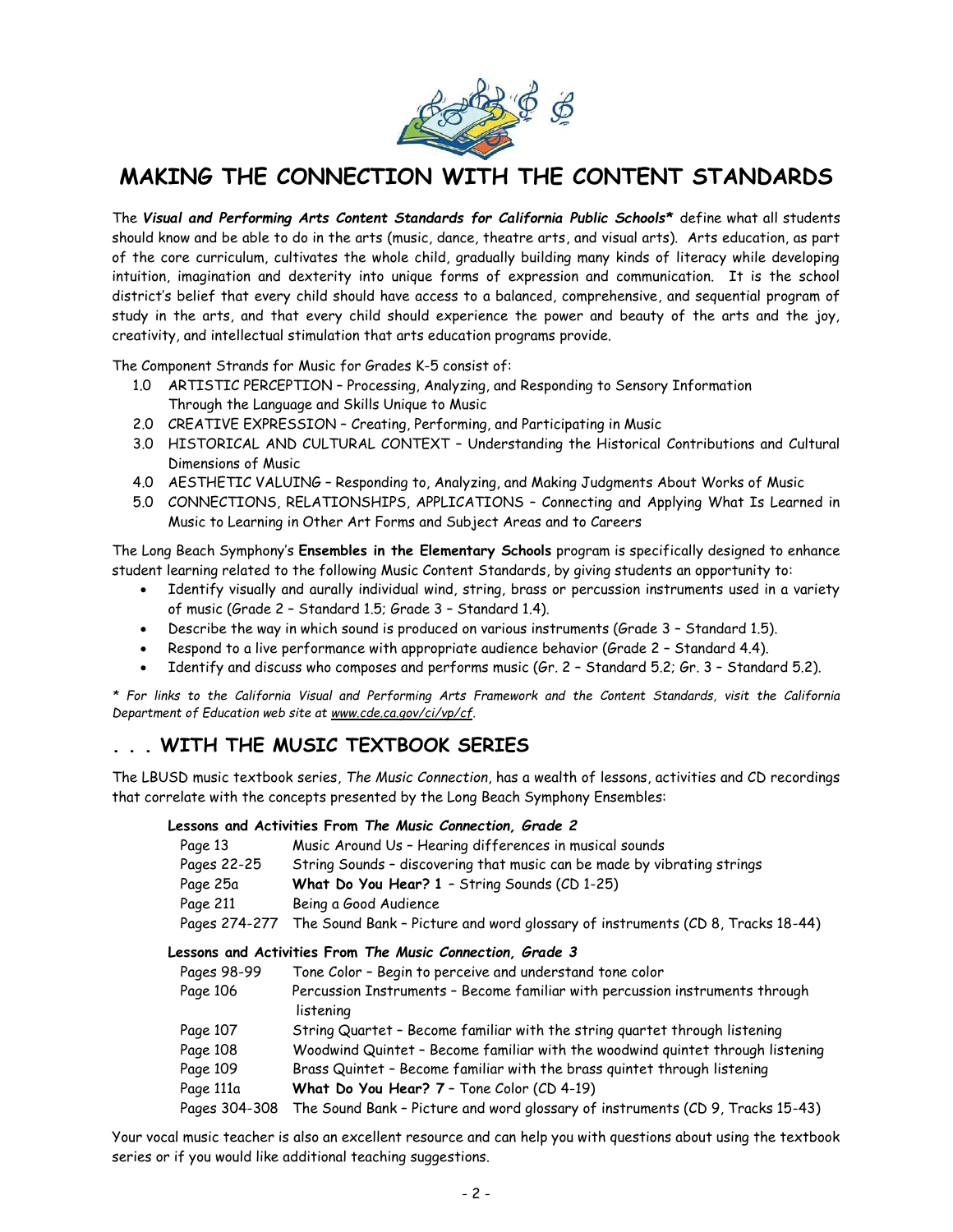# MAKING THE CONNECTION WITH THE CONTENT STANDARDS

The ***Visual and Performing Arts Content Standards for California Public Schools**** define what all students should know and be able to do in the arts (music, dance, theatre arts, and visual arts). Arts education, as part of the core curriculum, cultivates the whole child, gradually building many kinds of literacy while developing intuition, imagination and dexterity into unique forms of expression and communication. It is the school district's belief that every child should have access to a balanced, comprehensive, and sequential program of study in the arts, and that every child should experience the power and beauty of the arts and the joy, creativity, and intellectual stimulation that arts education programs provide.

The Component Strands for Music for Grades K-5 consist of:

1.0 ARTISTIC PERCEPTION – Processing, Analyzing, and Responding to Sensory Information Through the Language and Skills Unique to Music
2.0 CREATIVE EXPRESSION – Creating, Performing, and Participating in Music
3.0 HISTORICAL AND CULTURAL CONTEXT – Understanding the Historical Contributions and Cultural Dimensions of Music
4.0 AESTHETIC VALUING – Responding to, Analyzing, and Making Judgments About Works of Music
5.0 CONNECTIONS, RELATIONSHIPS, APPLICATIONS – Connecting and Applying What Is Learned in Music to Learning in Other Art Forms and Subject Areas and to Careers

The Long Beach Symphony's **Ensembles in the Elementary Schools** program is specifically designed to enhance student learning related to the following Music Content Standards, by giving students an opportunity to:

- Identify visually and aurally individual wind, string, brass or percussion instruments used in a variety of music (Grade 2 – Standard 1.5; Grade 3 – Standard 1.4).
- Describe the way in which sound is produced on various instruments (Grade 3 – Standard 1.5).
- Respond to a live performance with appropriate audience behavior (Grade 2 – Standard 4.4).
- Identify and discuss who composes and performs music (Gr. 2 – Standard 5.2; Gr. 3 – Standard 5.2).

*\* For links to the California Visual and Performing Arts Framework and the Content Standards, visit the California Department of Education web site at www.cde.ca.gov/ci/vp/cf.*

## . . . WITH THE MUSIC TEXTBOOK SERIES

The LBUSD music textbook series, *The Music Connection*, has a wealth of lessons, activities and CD recordings that correlate with the concepts presented by the Long Beach Symphony Ensembles:

**Lessons and Activities From *The Music Connection*, Grade 2**

| | |
|---|---|
| Page 13 | Music Around Us – Hearing differences in musical sounds |
| Pages 22-25 | String Sounds – discovering that music can be made by vibrating strings |
| Page 25a | **What Do You Hear? 1** – String Sounds (CD 1-25) |
| Page 211 | Being a Good Audience |
| Pages 274-277 | The Sound Bank – Picture and word glossary of instruments (CD 8, Tracks 18-44) |

**Lessons and Activities From *The Music Connection*, Grade 3**

| | |
|---|---|
| Pages 98-99 | Tone Color – Begin to perceive and understand tone color |
| Page 106 | Percussion Instruments – Become familiar with percussion instruments through listening |
| Page 107 | String Quartet – Become familiar with the string quartet through listening |
| Page 108 | Woodwind Quintet – Become familiar with the woodwind quintet through listening |
| Page 109 | Brass Quintet – Become familiar with the brass quintet through listening |
| Page 111a | **What Do You Hear? 7** – Tone Color (CD 4-19) |
| Pages 304-308 | The Sound Bank – Picture and word glossary of instruments (CD 9, Tracks 15-43) |

Your vocal music teacher is also an excellent resource and can help you with questions about using the textbook series or if you would like additional teaching suggestions.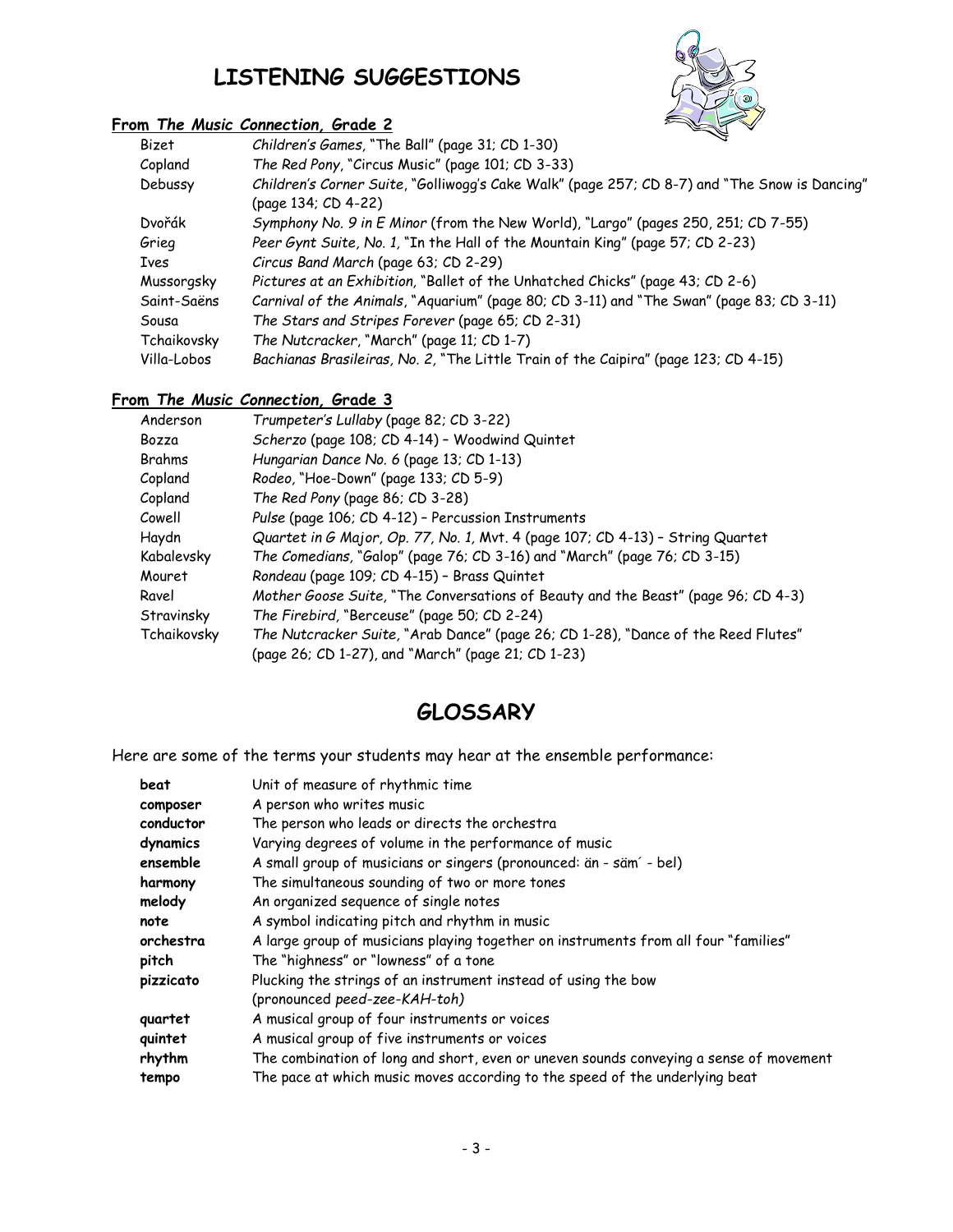# LISTENING SUGGESTIONS

### From *The Music Connection*, Grade 2

| | |
|---|---|
| Bizet | *Children's Games*, "The Ball" (page 31; CD 1-30) |
| Copland | *The Red Pony*, "Circus Music" (page 101; CD 3-33) |
| Debussy | *Children's Corner Suite*, "Golliwogg's Cake Walk" (page 257; CD 8-7) and "The Snow is Dancing" (page 134; CD 4-22) |
| Dvořák | *Symphony No. 9 in E Minor* (from the New World), "Largo" (pages 250, 251; CD 7-55) |
| Grieg | *Peer Gynt Suite, No. 1*, "In the Hall of the Mountain King" (page 57; CD 2-23) |
| Ives | *Circus Band March* (page 63; CD 2-29) |
| Mussorgsky | *Pictures at an Exhibition*, "Ballet of the Unhatched Chicks" (page 43; CD 2-6) |
| Saint-Saëns | *Carnival of the Animals*, "Aquarium" (page 80; CD 3-11) and "The Swan" (page 83; CD 3-11) |
| Sousa | *The Stars and Stripes Forever* (page 65; CD 2-31) |
| Tchaikovsky | *The Nutcracker*, "March" (page 11; CD 1-7) |
| Villa-Lobos | *Bachianas Brasileiras, No. 2*, "The Little Train of the Caipira" (page 123; CD 4-15) |

### From *The Music Connection*, Grade 3

| | |
|---|---|
| Anderson | *Trumpeter's Lullaby* (page 82; CD 3-22) |
| Bozza | *Scherzo* (page 108; CD 4-14) – Woodwind Quintet |
| Brahms | *Hungarian Dance No. 6* (page 13; CD 1-13) |
| Copland | *Rodeo*, "Hoe-Down" (page 133; CD 5-9) |
| Copland | *The Red Pony* (page 86; CD 3-28) |
| Cowell | *Pulse* (page 106; CD 4-12) – Percussion Instruments |
| Haydn | *Quartet in G Major, Op. 77, No. 1*, Mvt. 4 (page 107; CD 4-13) – String Quartet |
| Kabalevsky | *The Comedians*, "Galop" (page 76; CD 3-16) and "March" (page 76; CD 3-15) |
| Mouret | *Rondeau* (page 109; CD 4-15) – Brass Quintet |
| Ravel | *Mother Goose Suite*, "The Conversations of Beauty and the Beast" (page 96; CD 4-3) |
| Stravinsky | *The Firebird*, "Berceuse" (page 50; CD 2-24) |
| Tchaikovsky | *The Nutcracker Suite*, "Arab Dance" (page 26; CD 1-28), "Dance of the Reed Flutes" (page 26; CD 1-27), and "March" (page 21; CD 1-23) |

# GLOSSARY

Here are some of the terms your students may hear at the ensemble performance:

| | |
|---|---|
| **beat** | Unit of measure of rhythmic time |
| **composer** | A person who writes music |
| **conductor** | The person who leads or directs the orchestra |
| **dynamics** | Varying degrees of volume in the performance of music |
| **ensemble** | A small group of musicians or singers (pronounced: än - säm´ - bel) |
| **harmony** | The simultaneous sounding of two or more tones |
| **melody** | An organized sequence of single notes |
| **note** | A symbol indicating pitch and rhythm in music |
| **orchestra** | A large group of musicians playing together on instruments from all four "families" |
| **pitch** | The "highness" or "lowness" of a tone |
| **pizzicato** | Plucking the strings of an instrument instead of using the bow (pronounced *peed-zee-KAH-toh)* |
| **quartet** | A musical group of four instruments or voices |
| **quintet** | A musical group of five instruments or voices |
| **rhythm** | The combination of long and short, even or uneven sounds conveying a sense of movement |
| **tempo** | The pace at which music moves according to the speed of the underlying beat |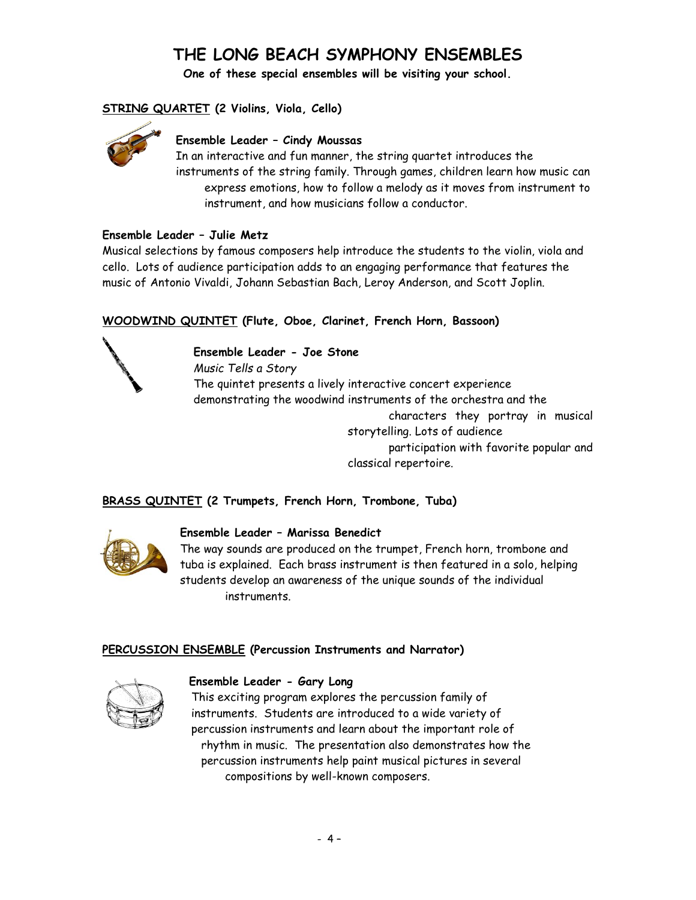# THE LONG BEACH SYMPHONY ENSEMBLES

**One of these special ensembles will be visiting your school.**

## STRING QUARTET (2 Violins, Viola, Cello)

**Ensemble Leader – Cindy Moussas**

In an interactive and fun manner, the string quartet introduces the instruments of the string family. Through games, children learn how music can express emotions, how to follow a melody as it moves from instrument to instrument, and how musicians follow a conductor.

**Ensemble Leader – Julie Metz**

Musical selections by famous composers help introduce the students to the violin, viola and cello. Lots of audience participation adds to an engaging performance that features the music of Antonio Vivaldi, Johann Sebastian Bach, Leroy Anderson, and Scott Joplin.

## WOODWIND QUINTET (Flute, Oboe, Clarinet, French Horn, Bassoon)

**Ensemble Leader - Joe Stone**

*Music Tells a Story*

The quintet presents a lively interactive concert experience demonstrating the woodwind instruments of the orchestra and the characters they portray in musical storytelling. Lots of audience participation with favorite popular and classical repertoire.

## BRASS QUINTET (2 Trumpets, French Horn, Trombone, Tuba)

**Ensemble Leader – Marissa Benedict**

The way sounds are produced on the trumpet, French horn, trombone and tuba is explained. Each brass instrument is then featured in a solo, helping students develop an awareness of the unique sounds of the individual instruments.

## PERCUSSION ENSEMBLE (Percussion Instruments and Narrator)

**Ensemble Leader - Gary Long**

This exciting program explores the percussion family of instruments. Students are introduced to a wide variety of percussion instruments and learn about the important role of rhythm in music. The presentation also demonstrates how the percussion instruments help paint musical pictures in several compositions by well-known composers.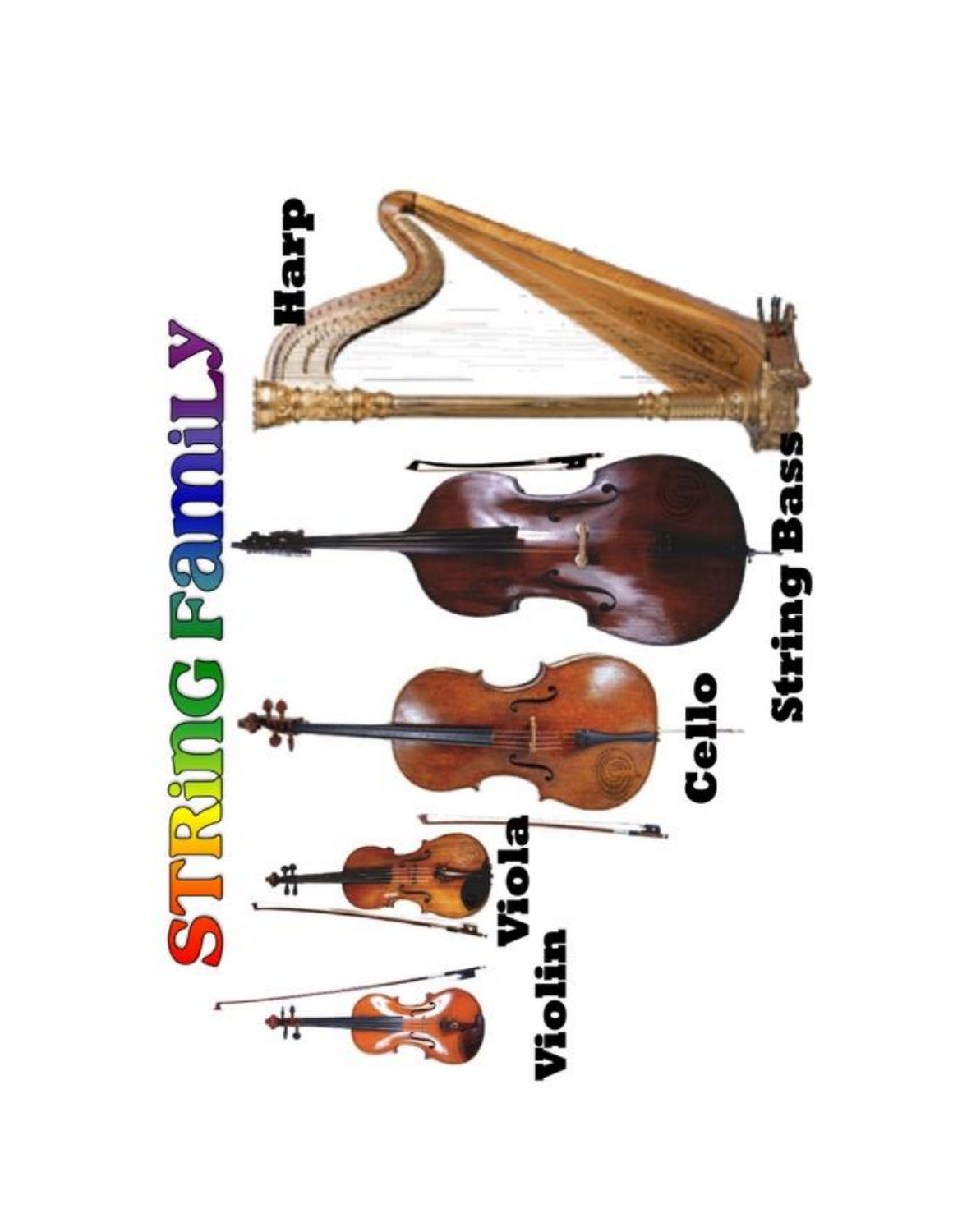# STRiNG FamiLY

Violin

Viola

Cello

String Bass

Harp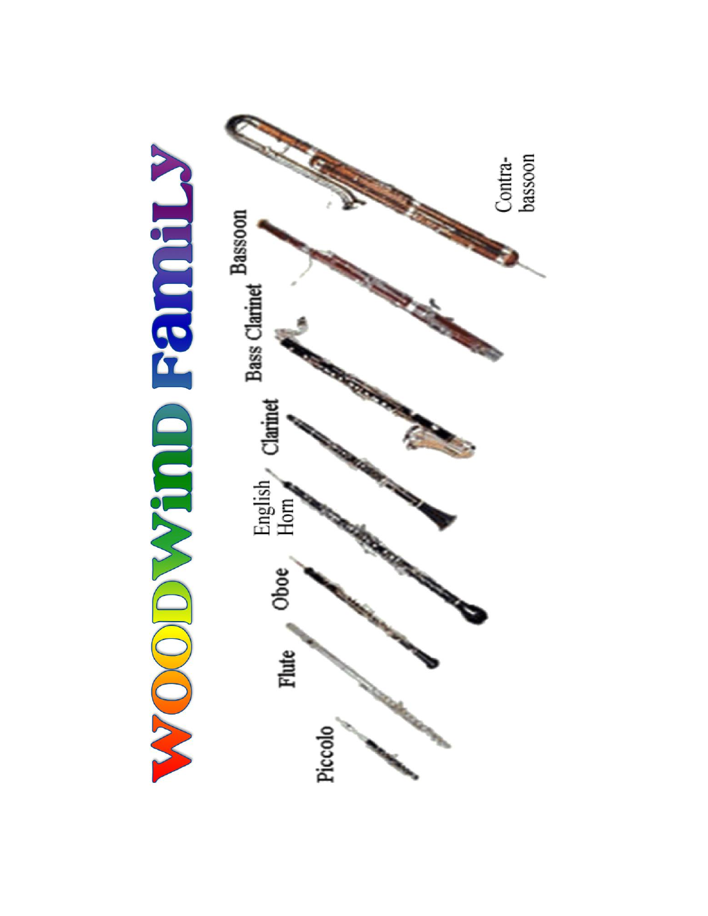# WOODWinD FamiLY

Piccolo

Flute

Oboe

English Horn

Clarinet

Bass Clarinet

Bassoon

Contra-bassoon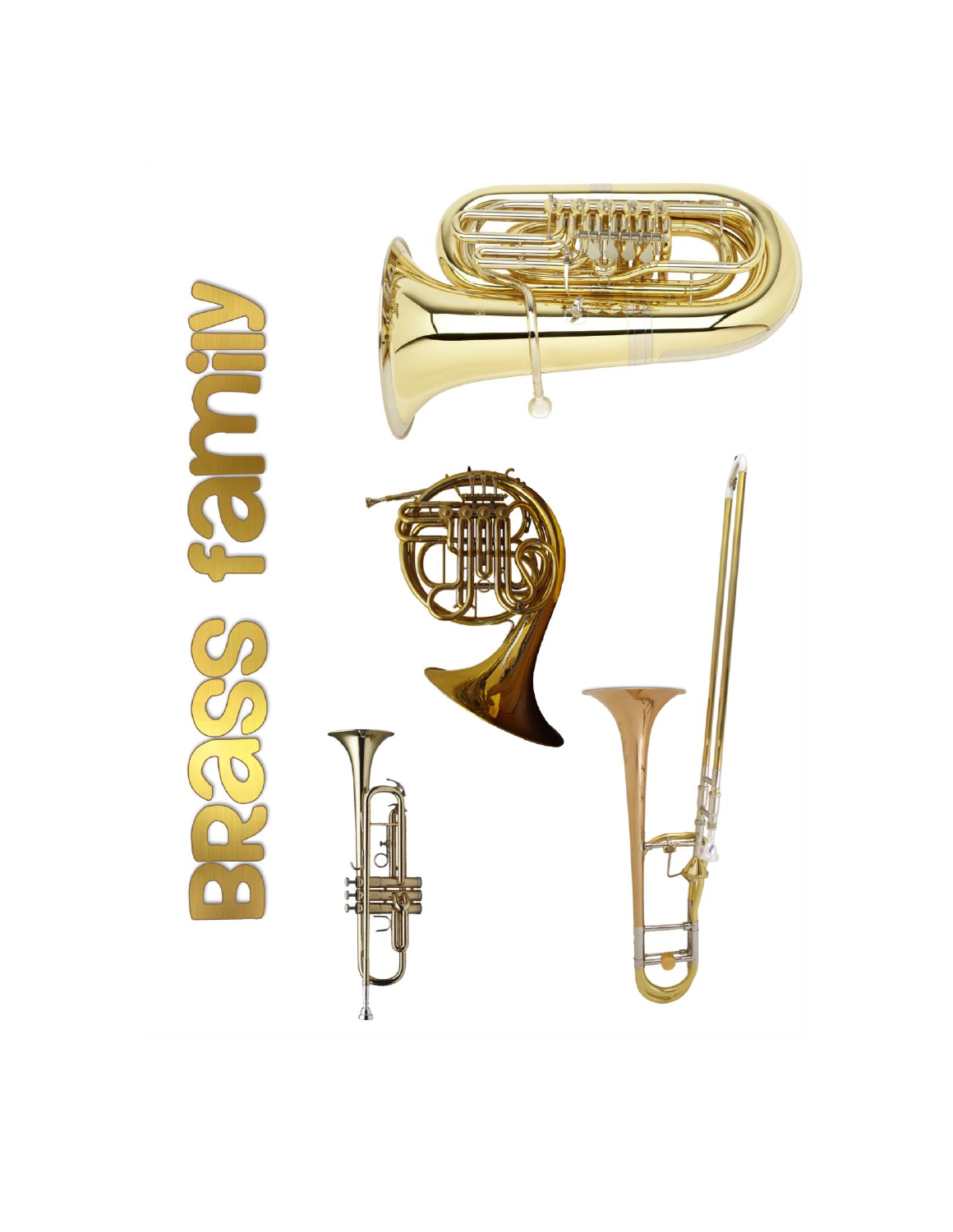# Brass family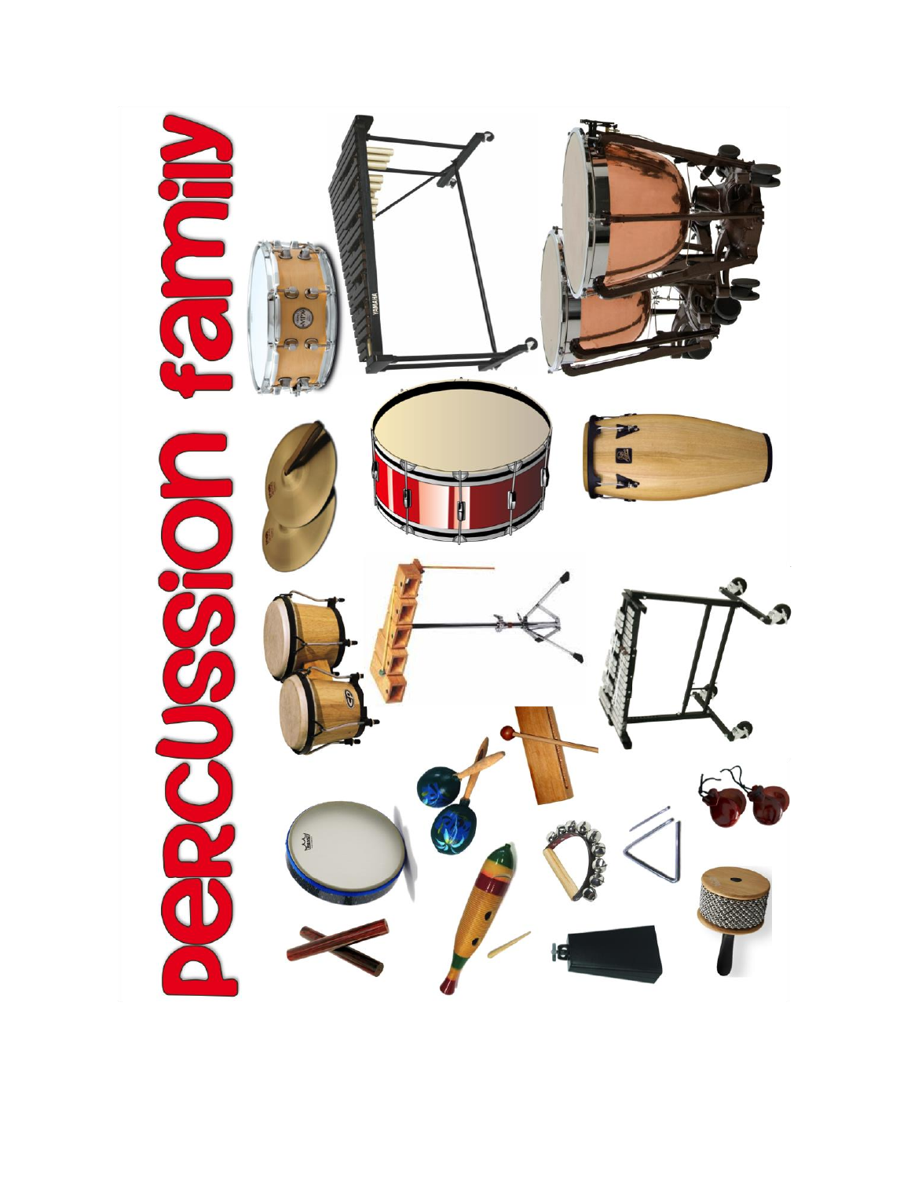# percussion family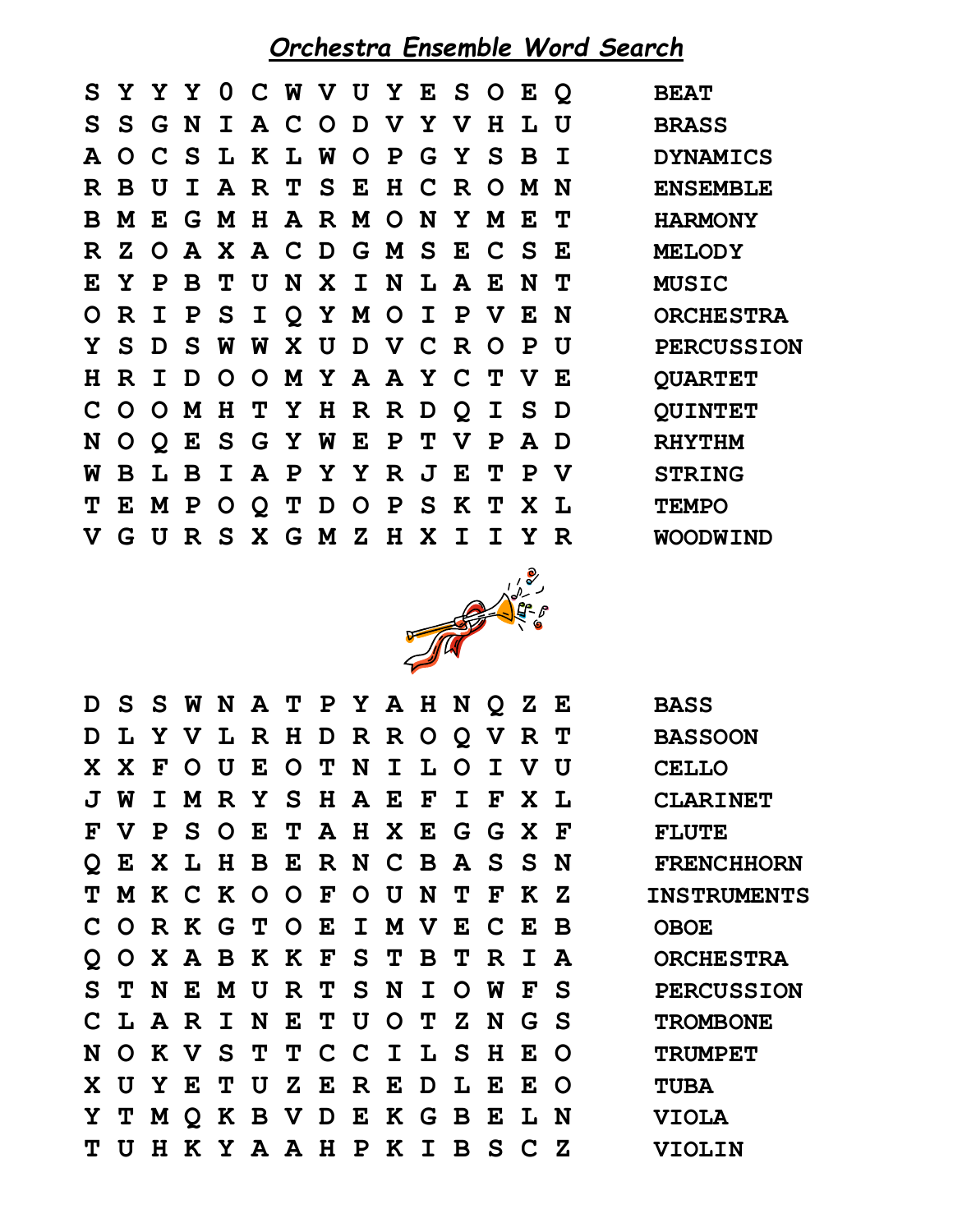# *Orchestra Ensemble Word Search*

```
S Y Y Y 0 C W V U Y E S O E Q
S S G N I A C O D V Y V H L U
A O C S L K L W O P G Y S B I
R B U I A R T S E H C R O M N
B M E G M H A R M O N Y M E T
R Z O A X A C D G M S E C S E
E Y P B T U N X I N L A E N T
O R I P S I Q Y M O I P V E N
Y S D S W W X U D V C R O P U
H R I D O O M Y A A Y C T V E
C O O M H T Y H R R D Q I S D
N O Q E S G Y W E P T V P A D
W B L B I A P Y Y R J E T P V
T E M P O Q T D O P S K T X L
V G U R S X G M Z H X I I Y R
```

- BEAT
- BRASS
- DYNAMICS
- ENSEMBLE
- HARMONY
- MELODY
- MUSIC
- ORCHESTRA
- PERCUSSION
- QUARTET
- QUINTET
- RHYTHM
- STRING
- TEMPO
- WOODWIND

```
D S S W N A T P Y A H N Q Z E
D L Y V L R H D R R O Q V R T
X X F O U E O T N I L O I V U
J W I M R Y S H A E F I F X L
F V P S O E T A H X E G G X F
Q E X L H B E R N C B A S S N
T M K C K O O F O U N T F K Z
C O R K G T O E I M V E C E B
Q O X A B K K F S T B T R I A
S T N E M U R T S N I O W F S
C L A R I N E T U O T Z N G S
N O K V S T T C C I L S H E O
X U Y E T U Z E R E D L E E O
Y T M Q K B V D E K G B E L N
T U H K Y A A H P K I B S C Z
```

- BASS
- BASSOON
- CELLO
- CLARINET
- FLUTE
- FRENCHHORN
- INSTRUMENTS
- OBOE
- ORCHESTRA
- PERCUSSION
- TROMBONE
- TRUMPET
- TUBA
- VIOLA
- VIOLIN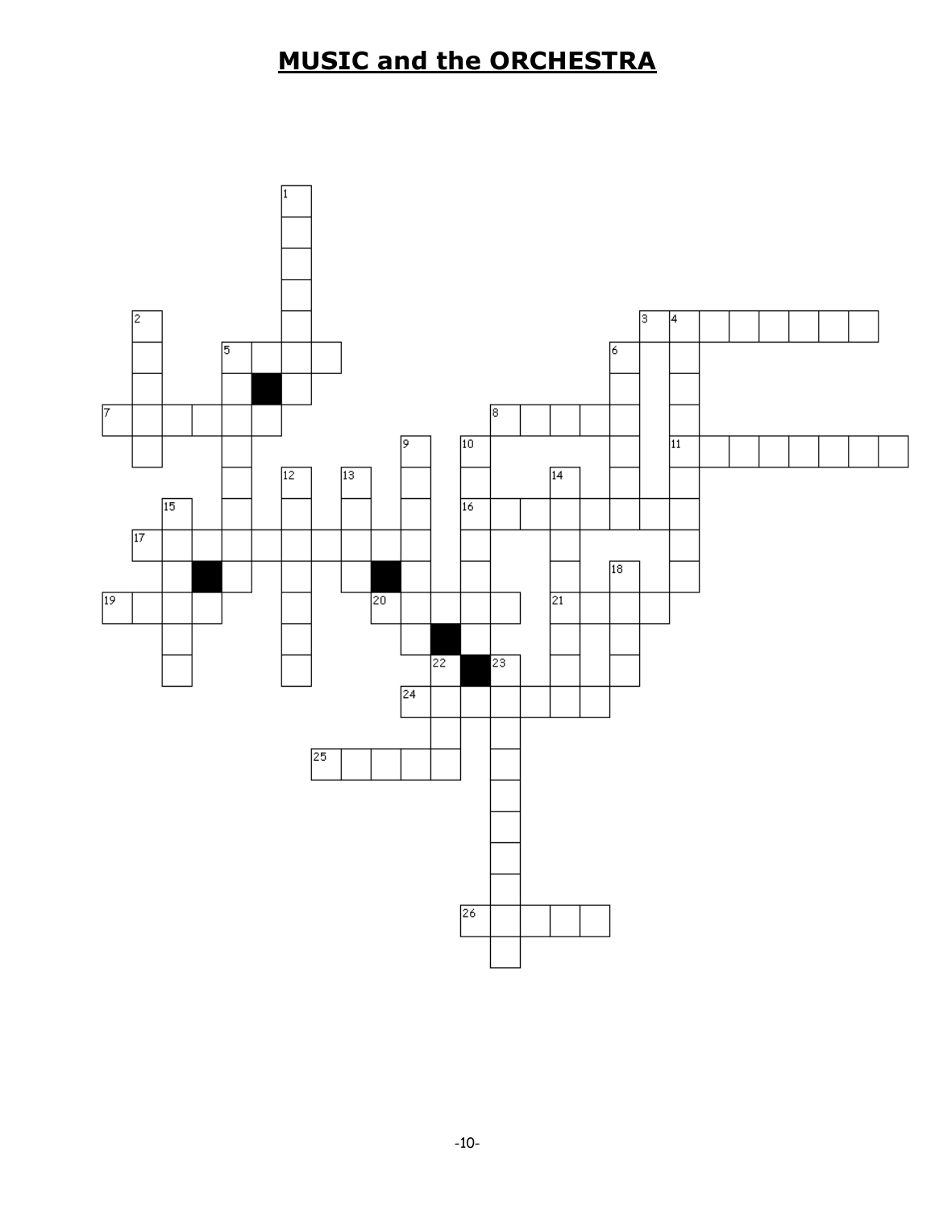# MUSIC and the ORCHESTRA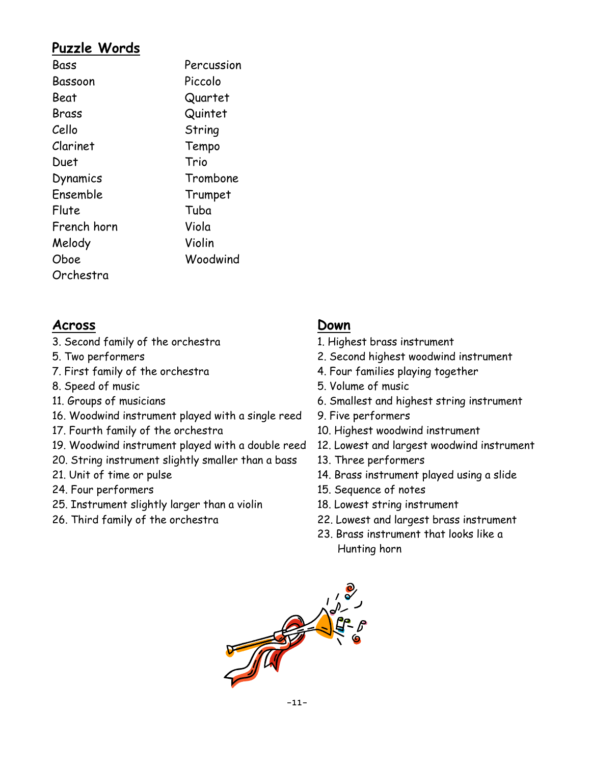## Puzzle Words

- Bass
- Bassoon
- Beat
- Brass
- Cello
- Clarinet
- Duet
- Dynamics
- Ensemble
- Flute
- French horn
- Melody
- Oboe
- Orchestra
- Percussion
- Piccolo
- Quartet
- Quintet
- String
- Tempo
- Trio
- Trombone
- Trumpet
- Tuba
- Viola
- Violin
- Woodwind

## Across

3. Second family of the orchestra
5. Two performers
7. First family of the orchestra
8. Speed of music
11. Groups of musicians
16. Woodwind instrument played with a single reed
17. Fourth family of the orchestra
19. Woodwind instrument played with a double reed
20. String instrument slightly smaller than a bass
21. Unit of time or pulse
24. Four performers
25. Instrument slightly larger than a violin
26. Third family of the orchestra

## Down

1. Highest brass instrument
2. Second highest woodwind instrument
4. Four families playing together
5. Volume of music
6. Smallest and highest string instrument
9. Five performers
10. Highest woodwind instrument
12. Lowest and largest woodwind instrument
13. Three performers
14. Brass instrument played using a slide
15. Sequence of notes
18. Lowest string instrument
22. Lowest and largest brass instrument
23. Brass instrument that looks like a Hunting horn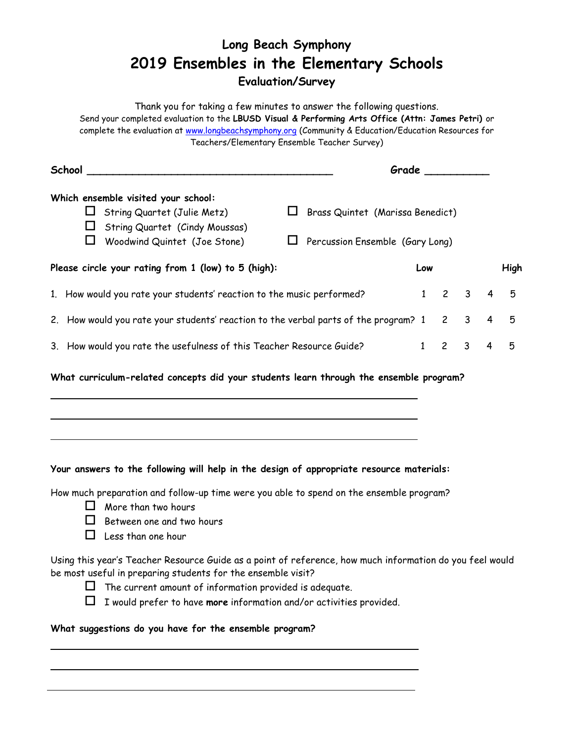# Long Beach Symphony

# 2019 Ensembles in the Elementary Schools

## Evaluation/Survey

Thank you for taking a few minutes to answer the following questions.
Send your completed evaluation to the **LBUSD Visual & Performing Arts Office (Attn: James Petri)** or complete the evaluation at www.longbeachsymphony.org (Community & Education/Education Resources for Teachers/Elementary Ensemble Teacher Survey)

**School** _______________________________________ **Grade** __________

**Which ensemble visited your school:**

- ☐ String Quartet (Julie Metz)
- ☐ String Quartet (Cindy Moussas)
- ☐ Woodwind Quintet (Joe Stone)
- ☐ Brass Quintet (Marissa Benedict)
- ☐ Percussion Ensemble (Gary Long)

**Please circle your rating from 1 (low) to 5 (high):**

| | Low | | | | High |
|---|---|---|---|---|---|
| 1. How would you rate your students' reaction to the music performed? | 1 | 2 | 3 | 4 | 5 |
| 2. How would you rate your students' reaction to the verbal parts of the program? | 1 | 2 | 3 | 4 | 5 |
| 3. How would you rate the usefulness of this Teacher Resource Guide? | 1 | 2 | 3 | 4 | 5 |

**What curriculum-related concepts did your students learn through the ensemble program?**

______________________________________________________________

______________________________________________________________

______________________________________________________________

**Your answers to the following will help in the design of appropriate resource materials:**

How much preparation and follow-up time were you able to spend on the ensemble program?

- ☐ More than two hours
- ☐ Between one and two hours
- ☐ Less than one hour

Using this year's Teacher Resource Guide as a point of reference, how much information do you feel would be most useful in preparing students for the ensemble visit?

- ☐ The current amount of information provided is adequate.
- ☐ I would prefer to have **more** information and/or activities provided.

**What suggestions do you have for the ensemble program?**

______________________________________________________________

______________________________________________________________

______________________________________________________________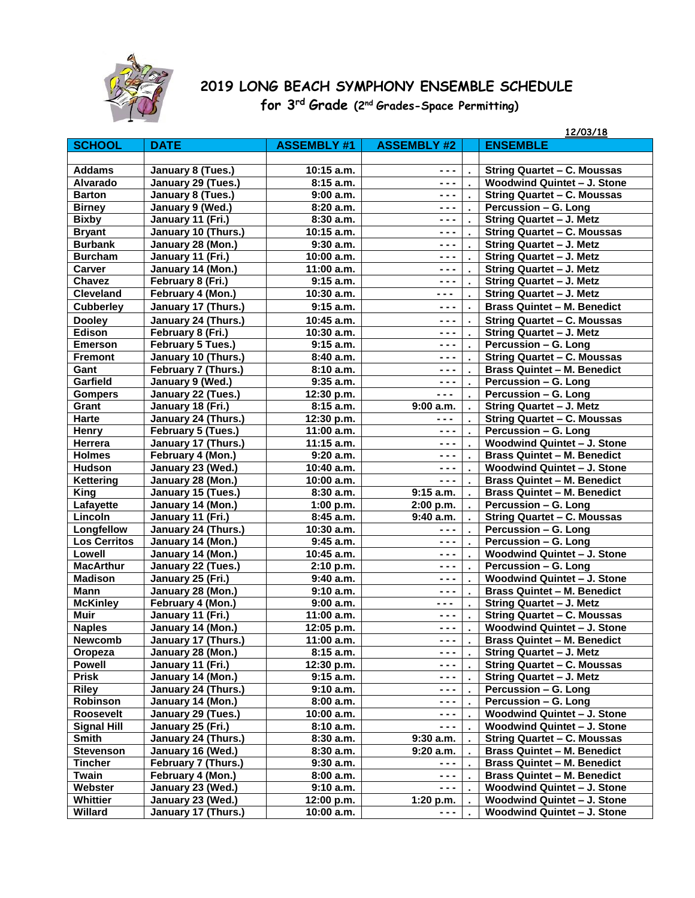# 2019 LONG BEACH SYMPHONY ENSEMBLE SCHEDULE

## for 3rd Grade (2nd Grades-Space Permitting)

12/03/18

| SCHOOL | DATE | ASSEMBLY #1 | ASSEMBLY #2 | | ENSEMBLE |
|---|---|---|---|---|---|
| | | | | | |
| Addams | January 8 (Tues.) | 10:15 a.m. | - - - | . | String Quartet – C. Moussas |
| Alvarado | January 29 (Tues.) | 8:15 a.m. | - - - | . | Woodwind Quintet – J. Stone |
| Barton | January 8 (Tues.) | 9:00 a.m. | - - - | . | String Quartet – C. Moussas |
| Birney | January 9 (Wed.) | 8:20 a.m. | - - - | . | Percussion – G. Long |
| Bixby | January 11 (Fri.) | 8:30 a.m. | - - - | . | String Quartet – J. Metz |
| Bryant | January 10 (Thurs.) | 10:15 a.m. | - - - | . | String Quartet – C. Moussas |
| Burbank | January 28 (Mon.) | 9:30 a.m. | - - - | . | String Quartet – J. Metz |
| Burcham | January 11 (Fri.) | 10:00 a.m. | - - - | . | String Quartet – J. Metz |
| Carver | January 14 (Mon.) | 11:00 a.m. | - - - | . | String Quartet – J. Metz |
| Chavez | February 8 (Fri.) | 9:15 a.m. | - - - | . | String Quartet – J. Metz |
| Cleveland | February 4 (Mon.) | 10:30 a.m. | - - - | . | String Quartet – J. Metz |
| Cubberley | January 17 (Thurs.) | 9:15 a.m. | - - - | . | Brass Quintet – M. Benedict |
| Dooley | January 24 (Thurs.) | 10:45 a.m. | - - - | . | String Quartet – C. Moussas |
| Edison | February 8 (Fri.) | 10:30 a.m. | - - - | . | String Quartet – J. Metz |
| Emerson | February 5 Tues.) | 9:15 a.m. | - - - | . | Percussion – G. Long |
| Fremont | January 10 (Thurs.) | 8:40 a.m. | - - - | . | String Quartet – C. Moussas |
| Gant | February 7 (Thurs.) | 8:10 a.m. | - - - | . | Brass Quintet – M. Benedict |
| Garfield | January 9 (Wed.) | 9:35 a.m. | - - - | . | Percussion – G. Long |
| Gompers | January 22 (Tues.) | 12:30 p.m. | - - - | . | Percussion – G. Long |
| Grant | January 18 (Fri.) | 8:15 a.m. | 9:00 a.m. | . | String Quartet – J. Metz |
| Harte | January 24 (Thurs.) | 12:30 p.m. | - - - | . | String Quartet – C. Moussas |
| Henry | February 5 (Tues.) | 11:00 a.m. | - - - | . | Percussion – G. Long |
| Herrera | January 17 (Thurs.) | 11:15 a.m. | - - - | . | Woodwind Quintet – J. Stone |
| Holmes | February 4 (Mon.) | 9:20 a.m. | - - - | . | Brass Quintet – M. Benedict |
| Hudson | January 23 (Wed.) | 10:40 a.m. | - - - | . | Woodwind Quintet – J. Stone |
| Kettering | January 28 (Mon.) | 10:00 a.m. | - - - | . | Brass Quintet – M. Benedict |
| King | January 15 (Tues.) | 8:30 a.m. | 9:15 a.m. | . | Brass Quintet – M. Benedict |
| Lafayette | January 14 (Mon.) | 1:00 p.m. | 2:00 p.m. | . | Percussion – G. Long |
| Lincoln | January 11 (Fri.) | 8:45 a.m. | 9:40 a.m. | . | String Quartet – C. Moussas |
| Longfellow | January 24 (Thurs.) | 10:30 a.m. | - - - | . | Percussion – G. Long |
| Los Cerritos | January 14 (Mon.) | 9:45 a.m. | - - - | . | Percussion – G. Long |
| Lowell | January 14 (Mon.) | 10:45 a.m. | - - - | . | Woodwind Quintet – J. Stone |
| MacArthur | January 22 (Tues.) | 2:10 p.m. | - - - | . | Percussion – G. Long |
| Madison | January 25 (Fri.) | 9:40 a.m. | - - - | . | Woodwind Quintet – J. Stone |
| Mann | January 28 (Mon.) | 9:10 a.m. | - - - | . | Brass Quintet – M. Benedict |
| McKinley | February 4 (Mon.) | 9:00 a.m. | - - - | . | String Quartet – J. Metz |
| Muir | January 11 (Fri.) | 11:00 a.m. | - - - | . | String Quartet – C. Moussas |
| Naples | January 14 (Mon.) | 12:05 p.m. | - - - | . | Woodwind Quintet – J. Stone |
| Newcomb | January 17 (Thurs.) | 11:00 a.m. | - - - | . | Brass Quintet – M. Benedict |
| Oropeza | January 28 (Mon.) | 8:15 a.m. | - - - | . | String Quartet – J. Metz |
| Powell | January 11 (Fri.) | 12:30 p.m. | - - - | . | String Quartet – C. Moussas |
| Prisk | January 14 (Mon.) | 9:15 a.m. | - - - | . | String Quartet – J. Metz |
| Riley | January 24 (Thurs.) | 9:10 a.m. | - - - | . | Percussion – G. Long |
| Robinson | January 14 (Mon.) | 8:00 a.m. | - - - | . | Percussion – G. Long |
| Roosevelt | January 29 (Tues.) | 10:00 a.m. | - - - | . | Woodwind Quintet – J. Stone |
| Signal Hill | January 25 (Fri.) | 8:10 a.m. | - - - | . | Woodwind Quintet – J. Stone |
| Smith | January 24 (Thurs.) | 8:30 a.m. | 9:30 a.m. | . | String Quartet – C. Moussas |
| Stevenson | January 16 (Wed.) | 8:30 a.m. | 9:20 a.m. | . | Brass Quintet – M. Benedict |
| Tincher | February 7 (Thurs.) | 9:30 a.m. | - - - | . | Brass Quintet – M. Benedict |
| Twain | February 4 (Mon.) | 8:00 a.m. | - - - | . | Brass Quintet – M. Benedict |
| Webster | January 23 (Wed.) | 9:10 a.m. | - - - | . | Woodwind Quintet – J. Stone |
| Whittier | January 23 (Wed.) | 12:00 p.m. | 1:20 p.m. | . | Woodwind Quintet – J. Stone |
| Willard | January 17 (Thurs.) | 10:00 a.m. | - - - | . | Woodwind Quintet – J. Stone |